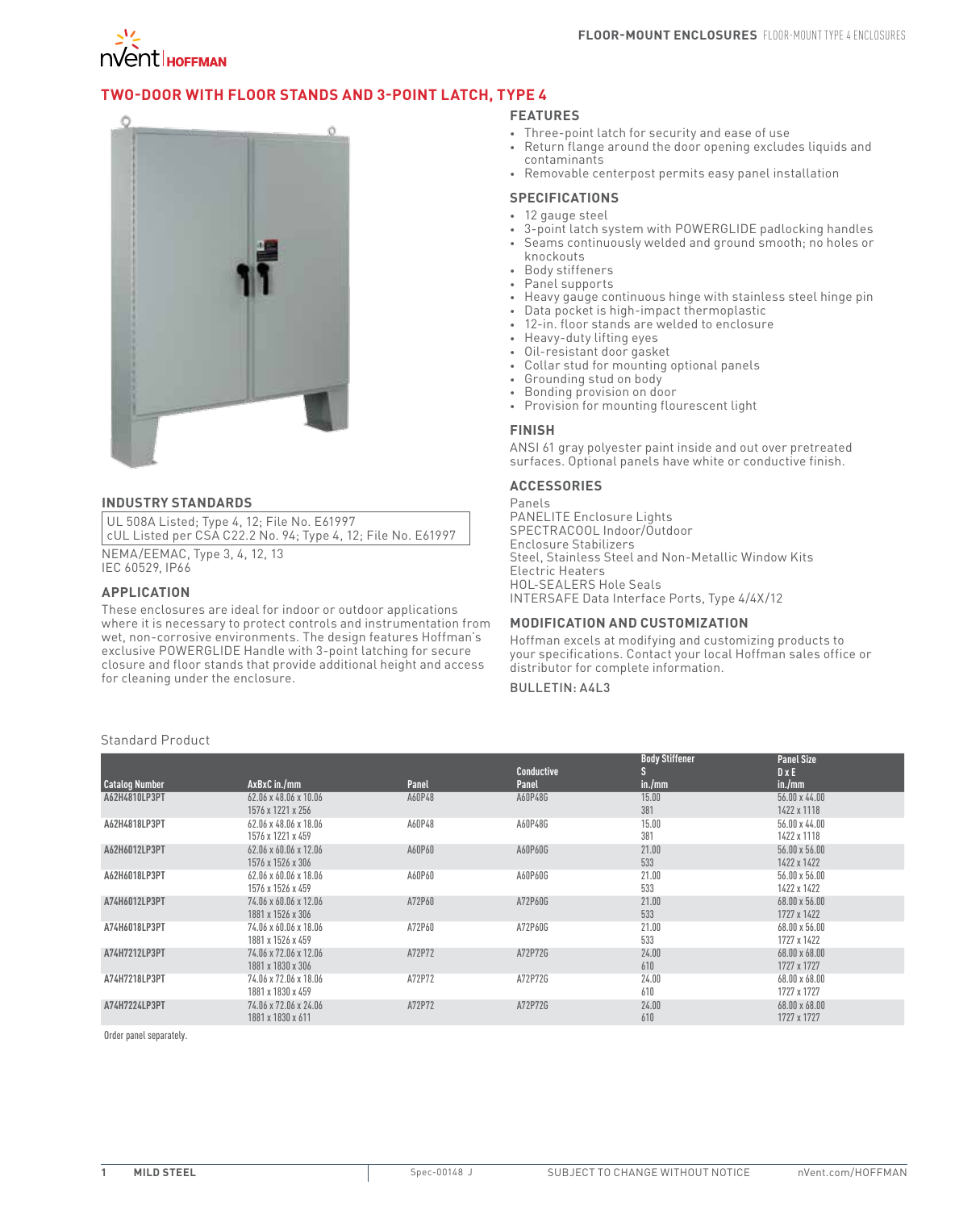# TWO-DOOR WITH FLOOR STANDS AND 3-POINT LATCH, TYPE 4

## INDUSTRY STANDARDS

UL 508A Listed; Type 4, 12; File No. E61997
cUL Listed per CSA C22.2 No. 94; Type 4, 12; File No. E61997

NEMA/EEMAC, Type 3, 4, 12, 13
IEC 60529, IP66

## APPLICATION

These enclosures are ideal for indoor or outdoor applications where it is necessary to protect controls and instrumentation from wet, non-corrosive environments. The design features Hoffman's exclusive POWERGLIDE Handle with 3-point latching for secure closure and floor stands that provide additional height and access for cleaning under the enclosure.

## FEATURES

- Three-point latch for security and ease of use
- Return flange around the door opening excludes liquids and contaminants
- Removable centerpost permits easy panel installation

## SPECIFICATIONS

- 12 gauge steel
- 3-point latch system with POWERGLIDE padlocking handles
- Seams continuously welded and ground smooth; no holes or knockouts
- Body stiffeners
- Panel supports
- Heavy gauge continuous hinge with stainless steel hinge pin
- Data pocket is high-impact thermoplastic
- 12-in. floor stands are welded to enclosure
- Heavy-duty lifting eyes
- Oil-resistant door gasket
- Collar stud for mounting optional panels
- Grounding stud on body
- Bonding provision on door
- Provision for mounting flourescent light

## FINISH

ANSI 61 gray polyester paint inside and out over pretreated surfaces. Optional panels have white or conductive finish.

## ACCESSORIES

Panels
PANELITE Enclosure Lights
SPECTRACOOL Indoor/Outdoor
Enclosure Stabilizers
Steel, Stainless Steel and Non-Metallic Window Kits
Electric Heaters
HOL-SEALERS Hole Seals
INTERSAFE Data Interface Ports, Type 4/4X/12

## MODIFICATION AND CUSTOMIZATION

Hoffman excels at modifying and customizing products to your specifications. Contact your local Hoffman sales office or distributor for complete information.

BULLETIN: A4L3

Standard Product

| Catalog Number | AxBxC in./mm | Panel | Conductive Panel | Body Stiffener S in./mm | Panel Size D x E in./mm |
|---|---|---|---|---|---|
| A62H4810LP3PT | 62.06 x 48.06 x 10.06<br>1576 x 1221 x 256 | A60P48 | A60P48G | 15.00<br>381 | 56.00 x 44.00<br>1422 x 1118 |
| A62H4818LP3PT | 62.06 x 48.06 x 18.06<br>1576 x 1221 x 459 | A60P48 | A60P48G | 15.00<br>381 | 56.00 x 44.00<br>1422 x 1118 |
| A62H6012LP3PT | 62.06 x 60.06 x 12.06<br>1576 x 1526 x 306 | A60P60 | A60P60G | 21.00<br>533 | 56.00 x 56.00<br>1422 x 1422 |
| A62H6018LP3PT | 62.06 x 60.06 x 18.06<br>1576 x 1526 x 459 | A60P60 | A60P60G | 21.00<br>533 | 56.00 x 56.00<br>1422 x 1422 |
| A74H6012LP3PT | 74.06 x 60.06 x 12.06<br>1881 x 1526 x 306 | A72P60 | A72P60G | 21.00<br>533 | 68.00 x 56.00<br>1727 x 1422 |
| A74H6018LP3PT | 74.06 x 60.06 x 18.06<br>1881 x 1526 x 459 | A72P60 | A72P60G | 21.00<br>533 | 68.00 x 56.00<br>1727 x 1422 |
| A74H7212LP3PT | 74.06 x 72.06 x 12.06<br>1881 x 1830 x 306 | A72P72 | A72P72G | 24.00<br>610 | 68.00 x 68.00<br>1727 x 1727 |
| A74H7218LP3PT | 74.06 x 72.06 x 18.06<br>1881 x 1830 x 459 | A72P72 | A72P72G | 24.00<br>610 | 68.00 x 68.00<br>1727 x 1727 |
| A74H7224LP3PT | 74.06 x 72.06 x 24.06<br>1881 x 1830 x 611 | A72P72 | A72P72G | 24.00<br>610 | 68.00 x 68.00<br>1727 x 1727 |

Order panel separately.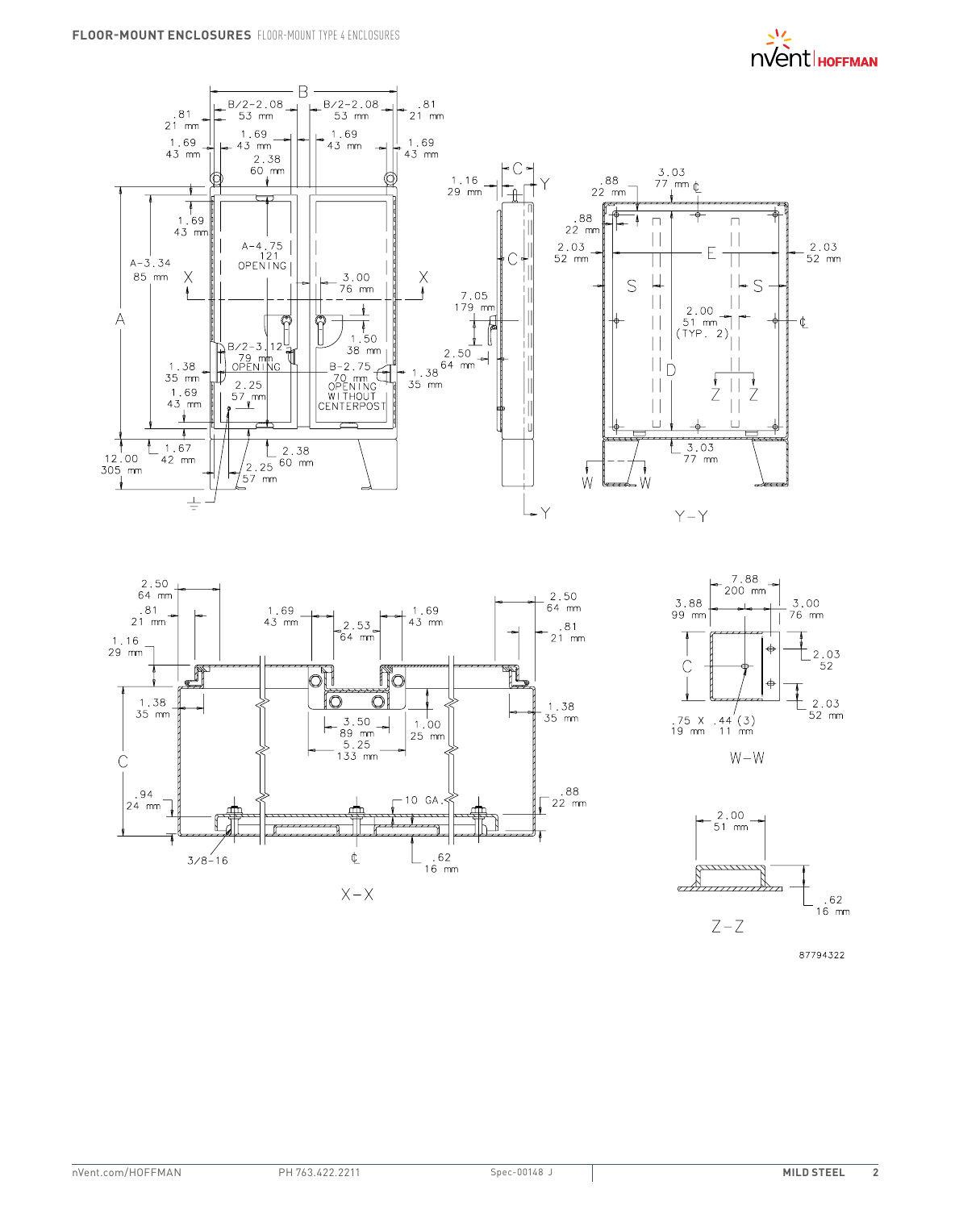B

B/2-2.08
53 mm

.81
21 mm

1.69
43 mm

2.38
60 mm

1.69
43 mm

A-3.34
85 mm

A-4.75
121
OPENING

X

3.00
76 mm

A

1.50
38 mm

B/2-3.12
79 mm
OPENING

B-2.75
70 mm
OPENING
WITHOUT
CENTERPOST

1.38
35 mm

2.25
57 mm

1.67
42 mm

12.00
305 mm

2.38
60 mm

2.25
57 mm

C

Y

1.16
29 mm

7.05
179 mm

2.50
64 mm

.88
22 mm

3.03
77 mm

2.03
52 mm

E

S

2.00
51 mm
(TYP. 2)

D

Z

W

3.03
77 mm

Y-Y

2.50
64 mm

1.69
43 mm

2.53
64 mm

3.50
89 mm

5.25
133 mm

1.00
25 mm

.94
24 mm

10 GA.

3/8-16

.62
16 mm

X-X

7.88
200 mm

3.88
99 mm

3.00
76 mm

2.03
52

2.03
52 mm

.75 X .44 (3)
19 mm 11 mm

W-W

2.00
51 mm

.62
16 mm

Z-Z

87794322